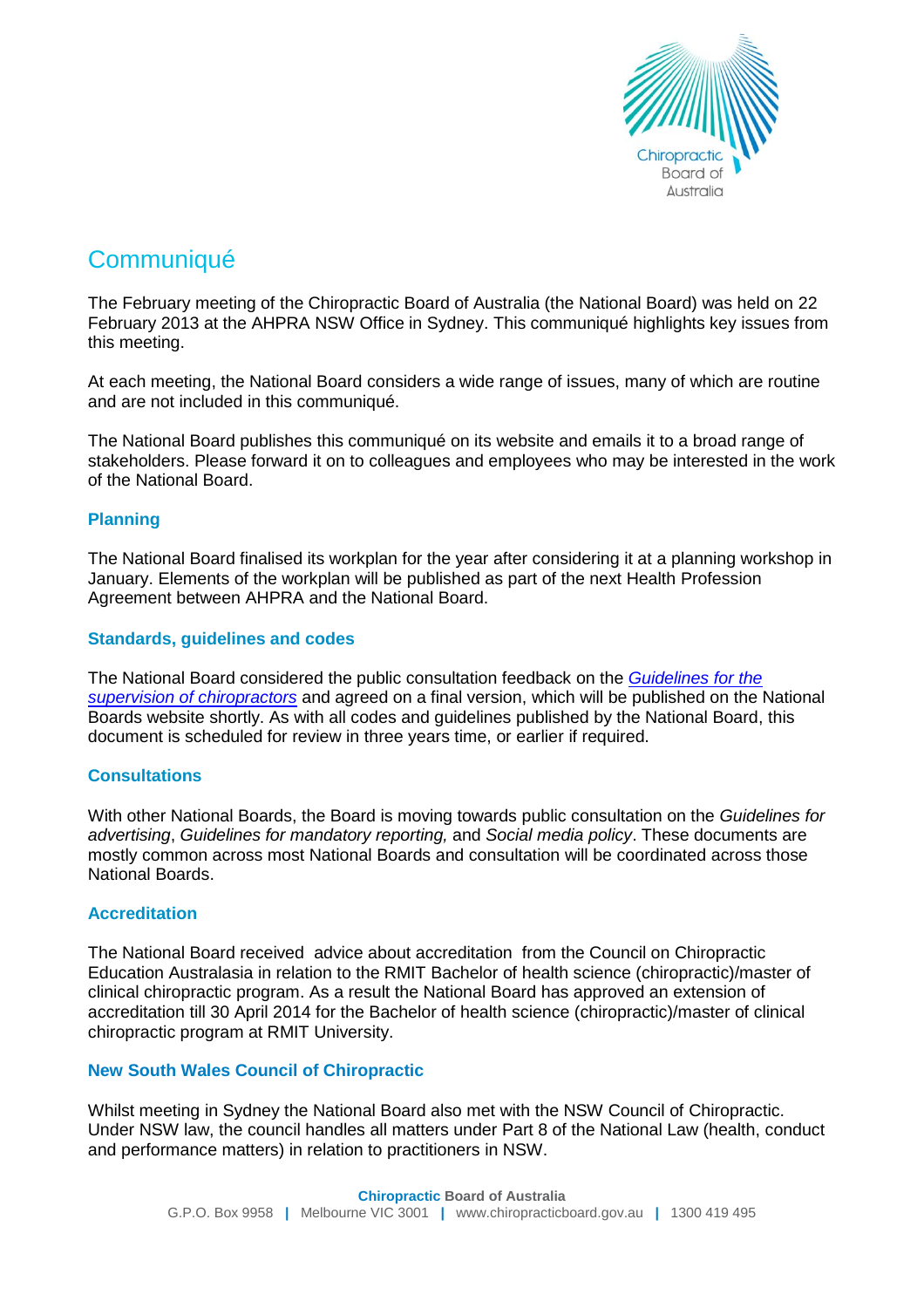# Communiqué

The February meeting of the Chiropractic Board of Australia (the National Board) was held on 22 February 2013 at the AHPRA NSW Office in Sydney. This communiqué highlights key issues from this meeting.

At each meeting, the National Board considers a wide range of issues, many of which are routine and are not included in this communiqué.

The National Board publishes this communiqué on its website and emails it to a broad range of stakeholders. Please forward it on to colleagues and employees who may be interested in the work of the National Board.

## Planning

The National Board finalised its workplan for the year after considering it at a planning workshop in January. Elements of the workplan will be published as part of the next Health Profession Agreement between AHPRA and the National Board.

## Standards, guidelines and codes

The National Board considered the public consultation feedback on the *Guidelines for the supervision of chiropractors* and agreed on a final version, which will be published on the National Boards website shortly. As with all codes and guidelines published by the National Board, this document is scheduled for review in three years time, or earlier if required.

## Consultations

With other National Boards, the Board is moving towards public consultation on the *Guidelines for advertising*, *Guidelines for mandatory reporting,* and *Social media policy*. These documents are mostly common across most National Boards and consultation will be coordinated across those National Boards.

## Accreditation

The National Board received advice about accreditation from the Council on Chiropractic Education Australasia in relation to the RMIT Bachelor of health science (chiropractic)/master of clinical chiropractic program. As a result the National Board has approved an extension of accreditation till 30 April 2014 for the Bachelor of health science (chiropractic)/master of clinical chiropractic program at RMIT University.

## New South Wales Council of Chiropractic

Whilst meeting in Sydney the National Board also met with the NSW Council of Chiropractic. Under NSW law, the council handles all matters under Part 8 of the National Law (health, conduct and performance matters) in relation to practitioners in NSW.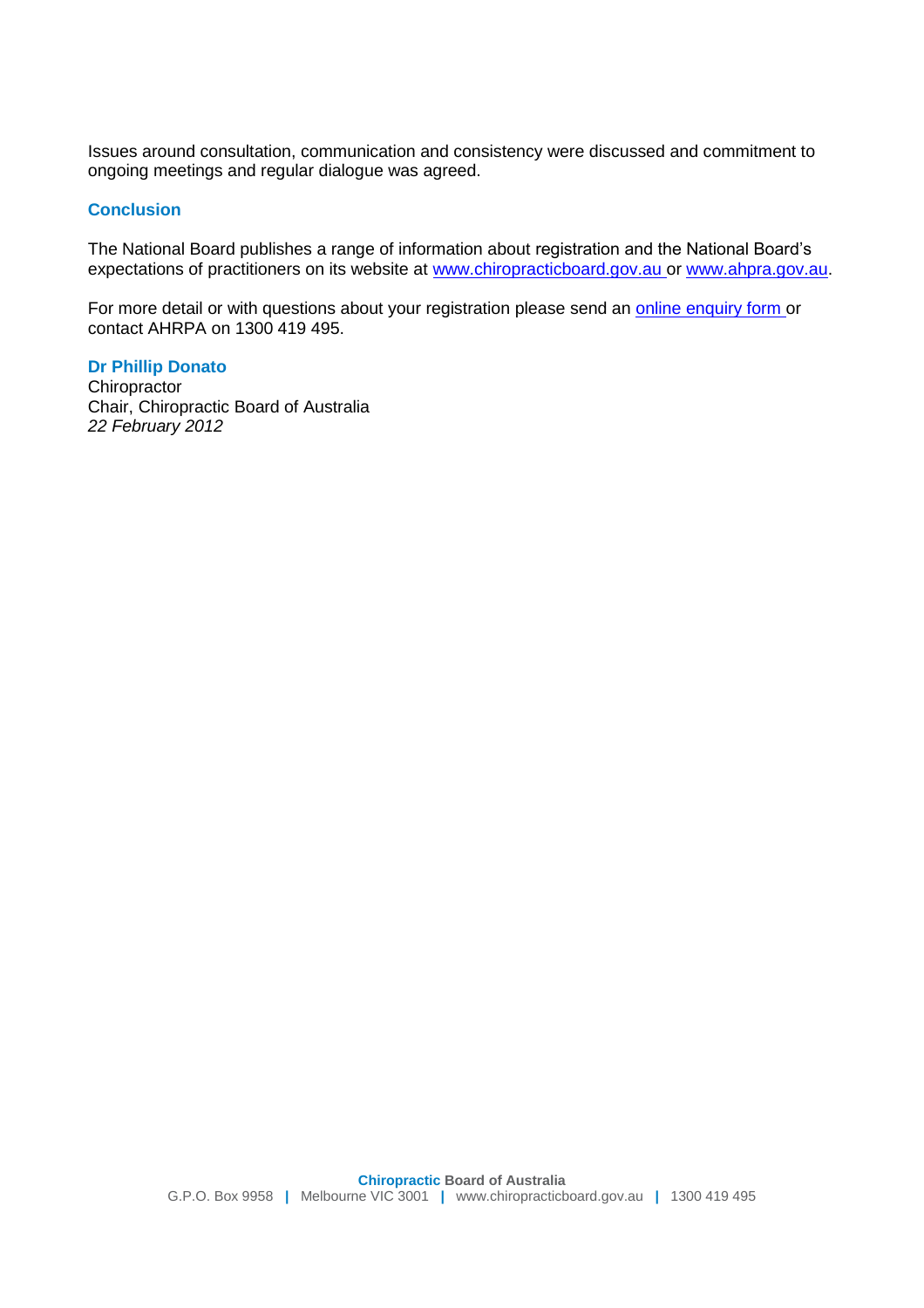Issues around consultation, communication and consistency were discussed and commitment to ongoing meetings and regular dialogue was agreed.

## Conclusion

The National Board publishes a range of information about registration and the National Board's expectations of practitioners on its website at www.chiropracticboard.gov.au or www.ahpra.gov.au.

For more detail or with questions about your registration please send an online enquiry form or contact AHRPA on 1300 419 495.

**Dr Phillip Donato**
Chiropractor
Chair, Chiropractic Board of Australia
*22 February 2012*